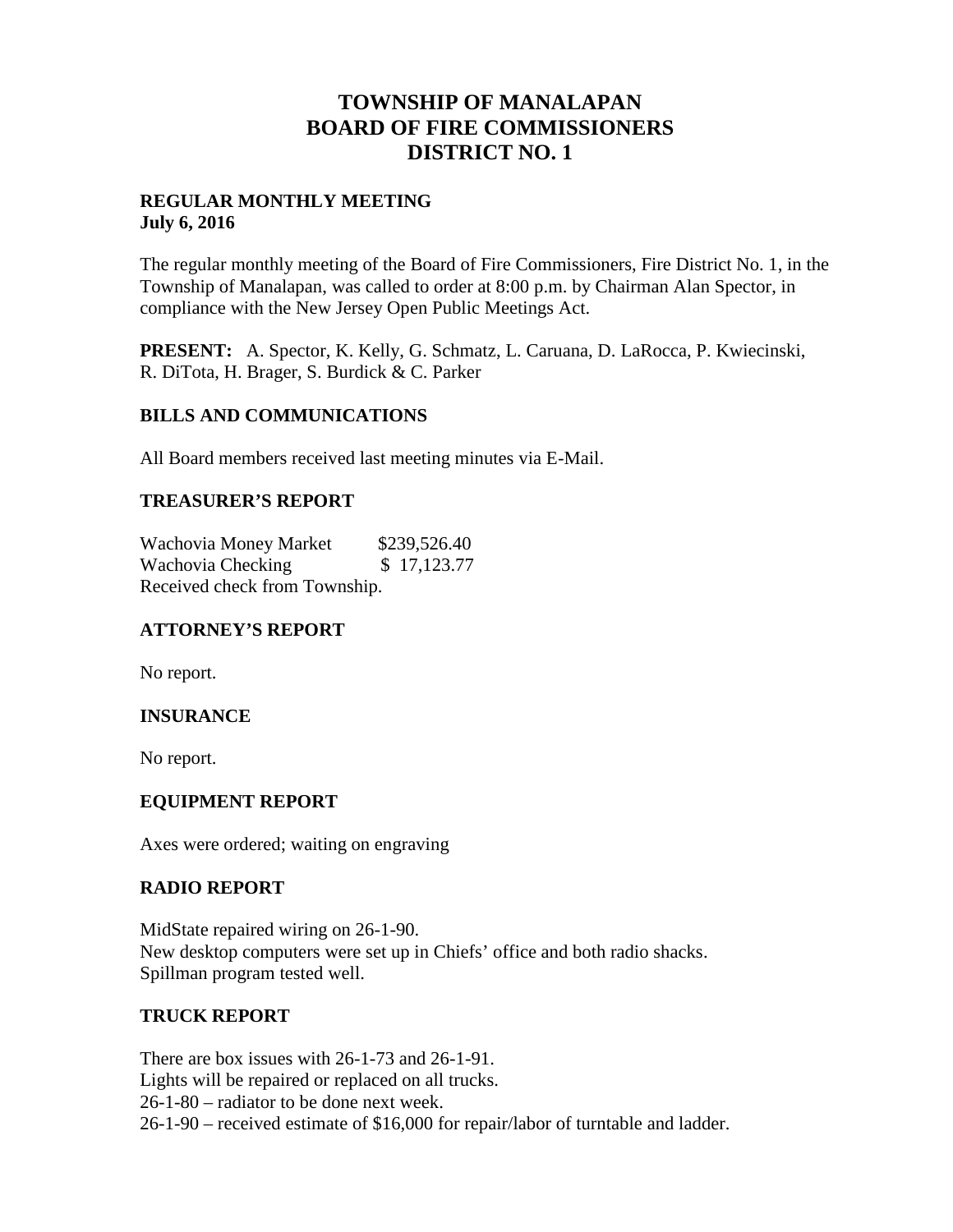# TOWNSHIP OF MANALAPAN
# BOARD OF FIRE COMMISSIONERS
# DISTRICT NO. 1

**REGULAR MONTHLY MEETING**
**July 6, 2016**

The regular monthly meeting of the Board of Fire Commissioners, Fire District No. 1, in the Township of Manalapan, was called to order at 8:00 p.m. by Chairman Alan Spector, in compliance with the New Jersey Open Public Meetings Act.

**PRESENT:** A. Spector, K. Kelly, G. Schmatz, L. Caruana, D. LaRocca, P. Kwiecinski, R. DiTota, H. Brager, S. Burdick & C. Parker

## BILLS AND COMMUNICATIONS

All Board members received last meeting minutes via E-Mail.

## TREASURER'S REPORT

Wachovia Money Market $239,526.40
Wachovia Checking $ 17,123.77
Received check from Township.

## ATTORNEY'S REPORT

No report.

## INSURANCE

No report.

## EQUIPMENT REPORT

Axes were ordered; waiting on engraving

## RADIO REPORT

MidState repaired wiring on 26-1-90.
New desktop computers were set up in Chiefs' office and both radio shacks.
Spillman program tested well.

## TRUCK REPORT

There are box issues with 26-1-73 and 26-1-91.
Lights will be repaired or replaced on all trucks.
26-1-80 – radiator to be done next week.
26-1-90 – received estimate of $16,000 for repair/labor of turntable and ladder.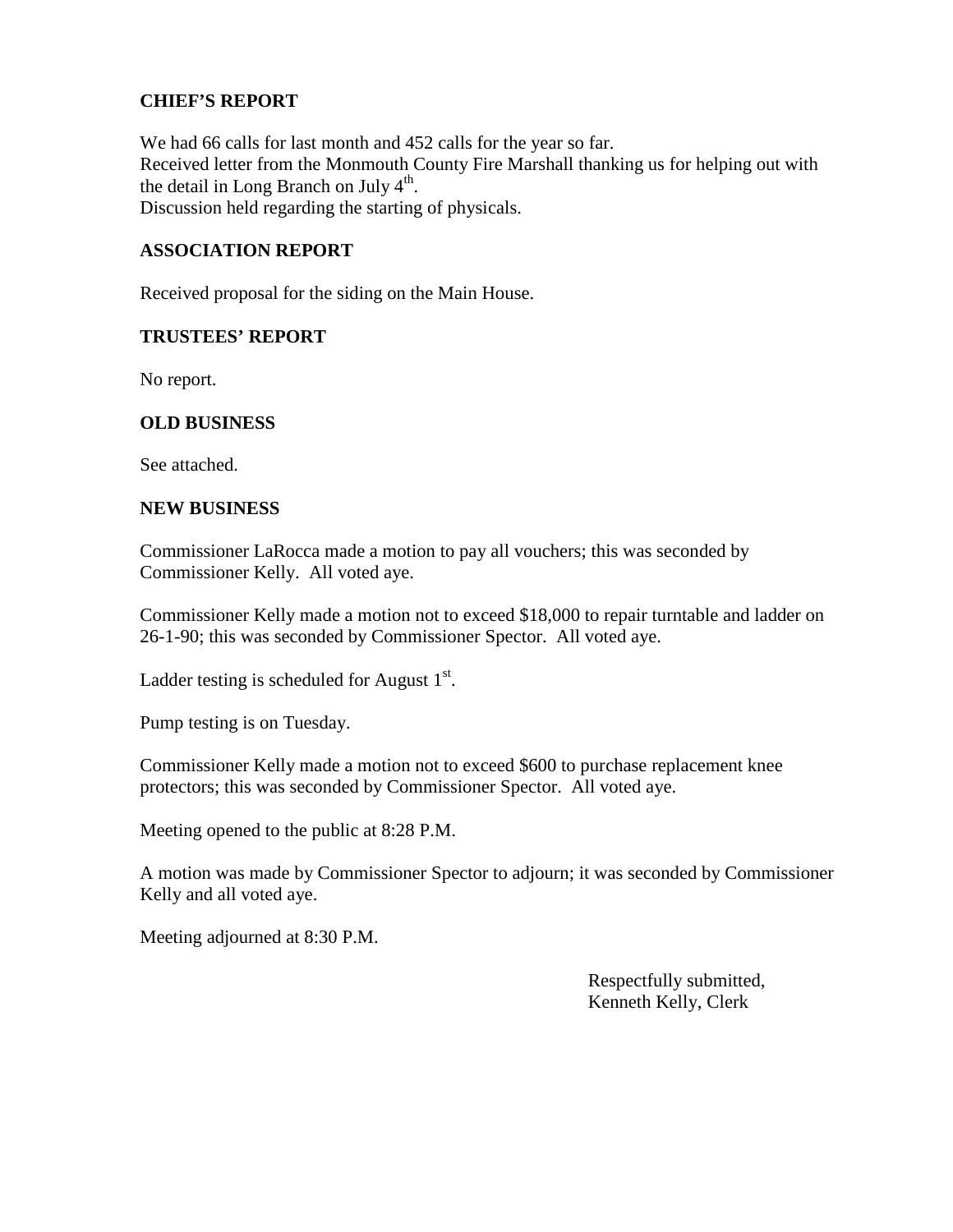**CHIEF'S REPORT**

We had 66 calls for last month and 452 calls for the year so far.
Received letter from the Monmouth County Fire Marshall thanking us for helping out with the detail in Long Branch on July 4th.
Discussion held regarding the starting of physicals.

**ASSOCIATION REPORT**

Received proposal for the siding on the Main House.

**TRUSTEES' REPORT**

No report.

**OLD BUSINESS**

See attached.

**NEW BUSINESS**

Commissioner LaRocca made a motion to pay all vouchers; this was seconded by Commissioner Kelly. All voted aye.

Commissioner Kelly made a motion not to exceed $18,000 to repair turntable and ladder on 26-1-90; this was seconded by Commissioner Spector. All voted aye.

Ladder testing is scheduled for August 1st.

Pump testing is on Tuesday.

Commissioner Kelly made a motion not to exceed $600 to purchase replacement knee protectors; this was seconded by Commissioner Spector. All voted aye.

Meeting opened to the public at 8:28 P.M.

A motion was made by Commissioner Spector to adjourn; it was seconded by Commissioner Kelly and all voted aye.

Meeting adjourned at 8:30 P.M.

Respectfully submitted,
Kenneth Kelly, Clerk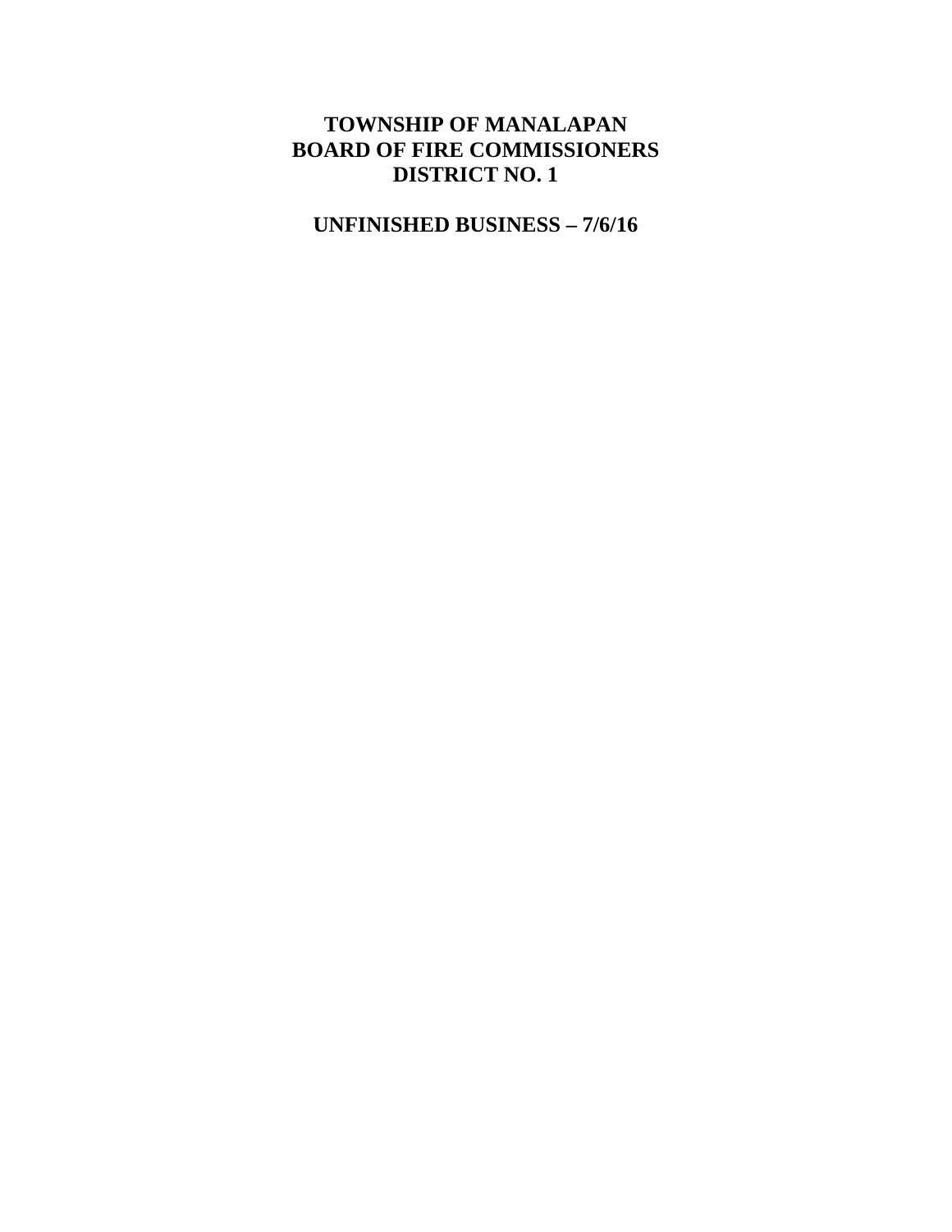# TOWNSHIP OF MANALAPAN
# BOARD OF FIRE COMMISSIONERS
# DISTRICT NO. 1

## UNFINISHED BUSINESS – 7/6/16